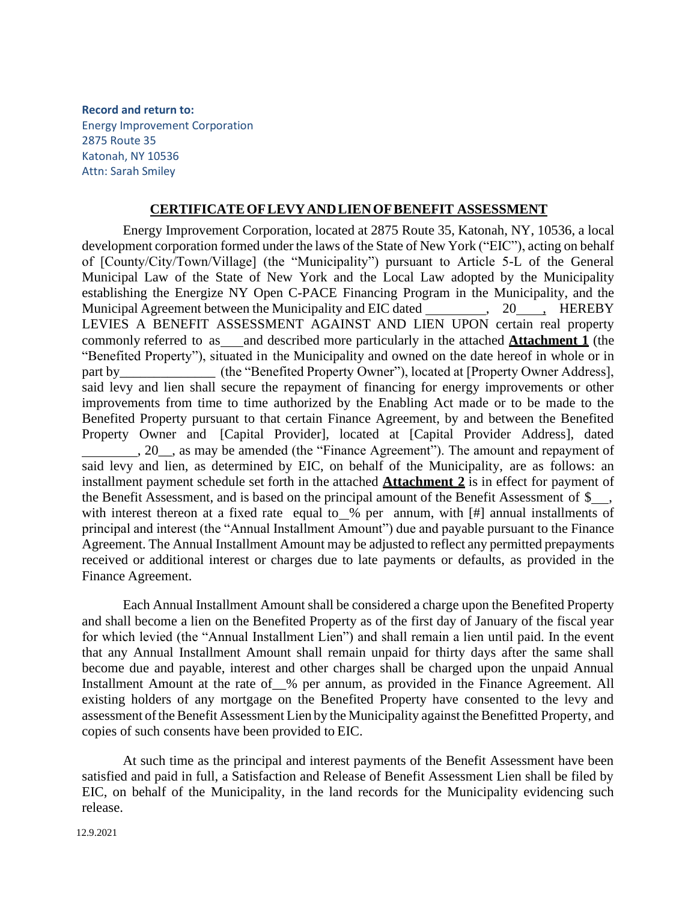**Record and return to:**
Energy Improvement Corporation
2875 Route 35
Katonah, NY 10536
Attn: Sarah Smiley

## CERTIFICATE OF LEVY AND LIEN OF BENEFIT ASSESSMENT

Energy Improvement Corporation, located at 2875 Route 35, Katonah, NY, 10536, a local development corporation formed under the laws of the State of New York ("EIC"), acting on behalf of [County/City/Town/Village] (the "Municipality") pursuant to Article 5-L of the General Municipal Law of the State of New York and the Local Law adopted by the Municipality establishing the Energize NY Open C-PACE Financing Program in the Municipality, and the Municipal Agreement between the Municipality and EIC dated \_\_\_\_\_\_\_\_\_, 20\_\_\_\_, HEREBY LEVIES A BENEFIT ASSESSMENT AGAINST AND LIEN UPON certain real property commonly referred to as\_\_\_ and described more particularly in the attached **Attachment 1** (the "Benefited Property"), situated in the Municipality and owned on the date hereof in whole or in part by\_\_\_\_\_\_\_\_\_\_\_\_\_\_ (the "Benefited Property Owner"), located at [Property Owner Address], said levy and lien shall secure the repayment of financing for energy improvements or other improvements from time to time authorized by the Enabling Act made or to be made to the Benefited Property pursuant to that certain Finance Agreement, by and between the Benefited Property Owner and [Capital Provider], located at [Capital Provider Address], dated \_\_\_\_\_\_\_\_, 20\_\_, as may be amended (the "Finance Agreement"). The amount and repayment of said levy and lien, as determined by EIC, on behalf of the Municipality, are as follows: an installment payment schedule set forth in the attached **Attachment 2** is in effect for payment of the Benefit Assessment, and is based on the principal amount of the Benefit Assessment of $\_\_, with interest thereon at a fixed rate equal to\_\_% per annum, with [#] annual installments of principal and interest (the "Annual Installment Amount") due and payable pursuant to the Finance Agreement. The Annual Installment Amount may be adjusted to reflect any permitted prepayments received or additional interest or charges due to late payments or defaults, as provided in the Finance Agreement.

Each Annual Installment Amount shall be considered a charge upon the Benefited Property and shall become a lien on the Benefited Property as of the first day of January of the fiscal year for which levied (the "Annual Installment Lien") and shall remain a lien until paid. In the event that any Annual Installment Amount shall remain unpaid for thirty days after the same shall become due and payable, interest and other charges shall be charged upon the unpaid Annual Installment Amount at the rate of\_\_% per annum, as provided in the Finance Agreement. All existing holders of any mortgage on the Benefited Property have consented to the levy and assessment of the Benefit Assessment Lien by the Municipality against the Benefitted Property, and copies of such consents have been provided to EIC.

At such time as the principal and interest payments of the Benefit Assessment have been satisfied and paid in full, a Satisfaction and Release of Benefit Assessment Lien shall be filed by EIC, on behalf of the Municipality, in the land records for the Municipality evidencing such release.

12.9.2021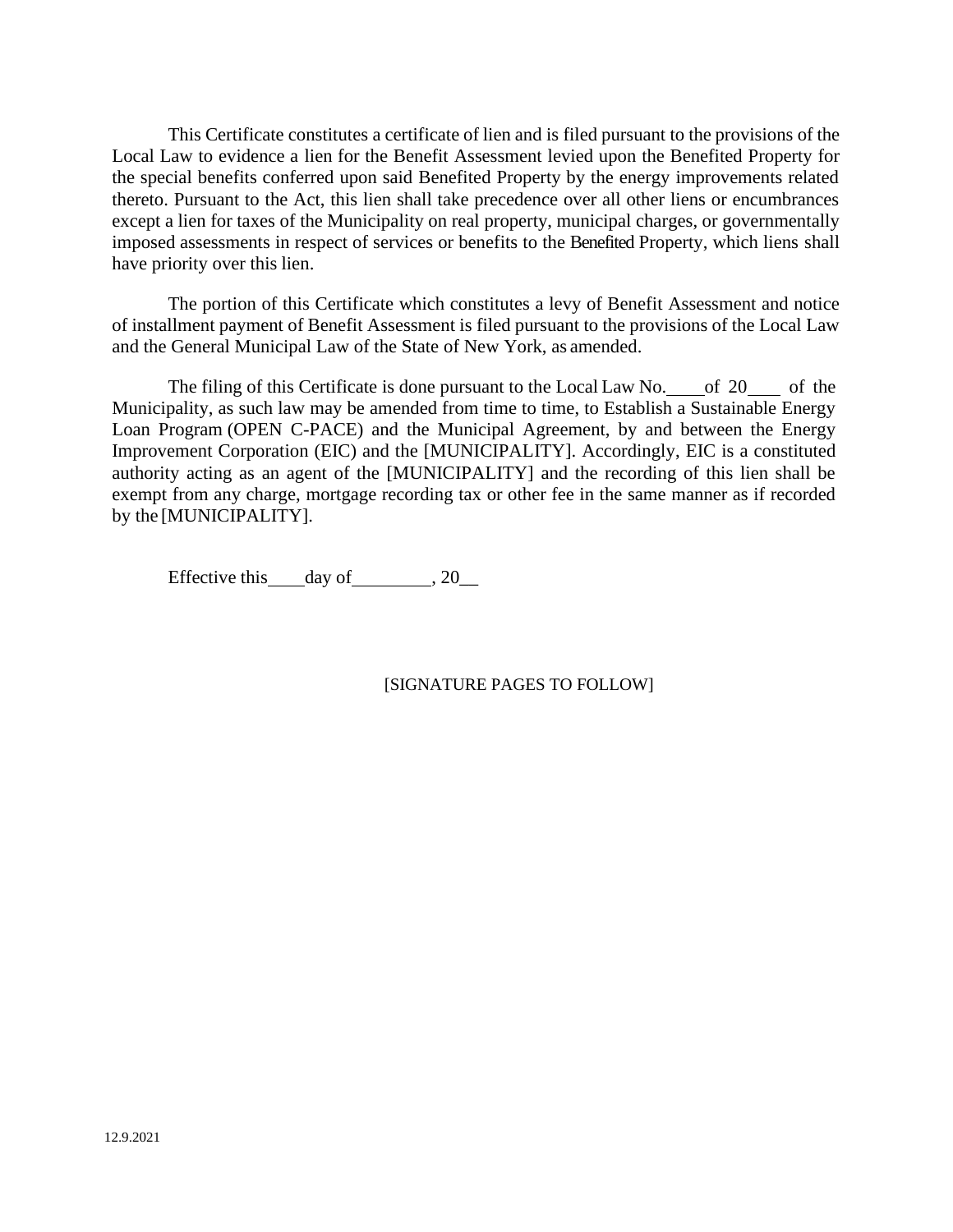This Certificate constitutes a certificate of lien and is filed pursuant to the provisions of the Local Law to evidence a lien for the Benefit Assessment levied upon the Benefited Property for the special benefits conferred upon said Benefited Property by the energy improvements related thereto. Pursuant to the Act, this lien shall take precedence over all other liens or encumbrances except a lien for taxes of the Municipality on real property, municipal charges, or governmentally imposed assessments in respect of services or benefits to the Benefited Property, which liens shall have priority over this lien.

The portion of this Certificate which constitutes a levy of Benefit Assessment and notice of installment payment of Benefit Assessment is filed pursuant to the provisions of the Local Law and the General Municipal Law of the State of New York, as amended.

The filing of this Certificate is done pursuant to the Local Law No.\_\_\_\_of 20\_\_\_\_ of the Municipality, as such law may be amended from time to time, to Establish a Sustainable Energy Loan Program (OPEN C-PACE) and the Municipal Agreement, by and between the Energy Improvement Corporation (EIC) and the [MUNICIPALITY]. Accordingly, EIC is a constituted authority acting as an agent of the [MUNICIPALITY] and the recording of this lien shall be exempt from any charge, mortgage recording tax or other fee in the same manner as if recorded by the [MUNICIPALITY].

Effective this\_\_\_\_day of\_\_\_\_\_\_\_\_\_, 20\_\_

[SIGNATURE PAGES TO FOLLOW]

12.9.2021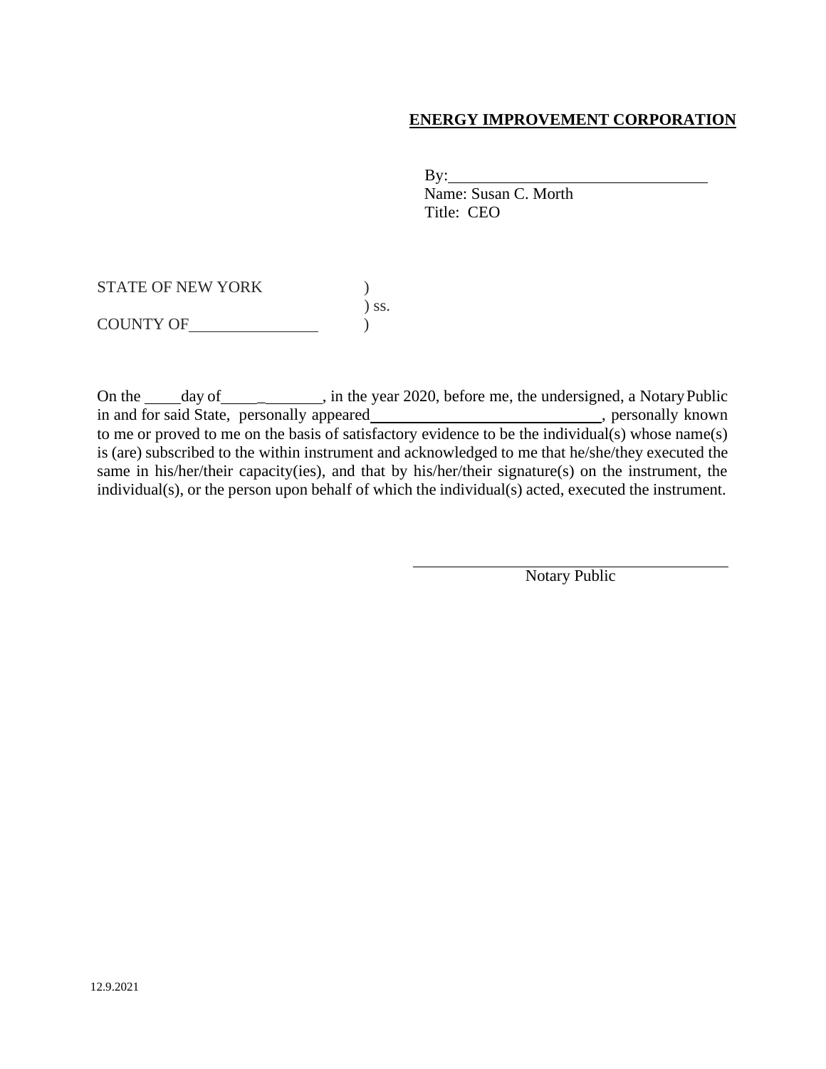**ENERGY IMPROVEMENT CORPORATION**

By:\_\_\_\_\_\_\_\_\_\_\_\_\_\_\_\_\_\_\_\_\_\_\_\_\_\_\_\_\_\_\_\_
Name: Susan C. Morth
Title: CEO

STATE OF NEW YORK )
) ss.
COUNTY OF\_\_\_\_\_\_\_\_\_\_\_\_\_\_\_\_ )

On the \_\_\_\_ day of\_\_\_\_\_\_\_\_\_\_\_\_, in the year 2020, before me, the undersigned, a Notary Public in and for said State, personally appeared\_\_\_\_\_\_\_\_\_\_\_\_\_\_\_\_\_\_\_\_\_\_\_\_\_\_\_\_\_\_, personally known to me or proved to me on the basis of satisfactory evidence to be the individual(s) whose name(s) is (are) subscribed to the within instrument and acknowledged to me that he/she/they executed the same in his/her/their capacity(ies), and that by his/her/their signature(s) on the instrument, the individual(s), or the person upon behalf of which the individual(s) acted, executed the instrument.

\_\_\_\_\_\_\_\_\_\_\_\_\_\_\_\_\_\_\_\_\_\_\_\_\_\_\_\_\_\_\_\_\_\_\_\_\_\_\_\_
Notary Public

12.9.2021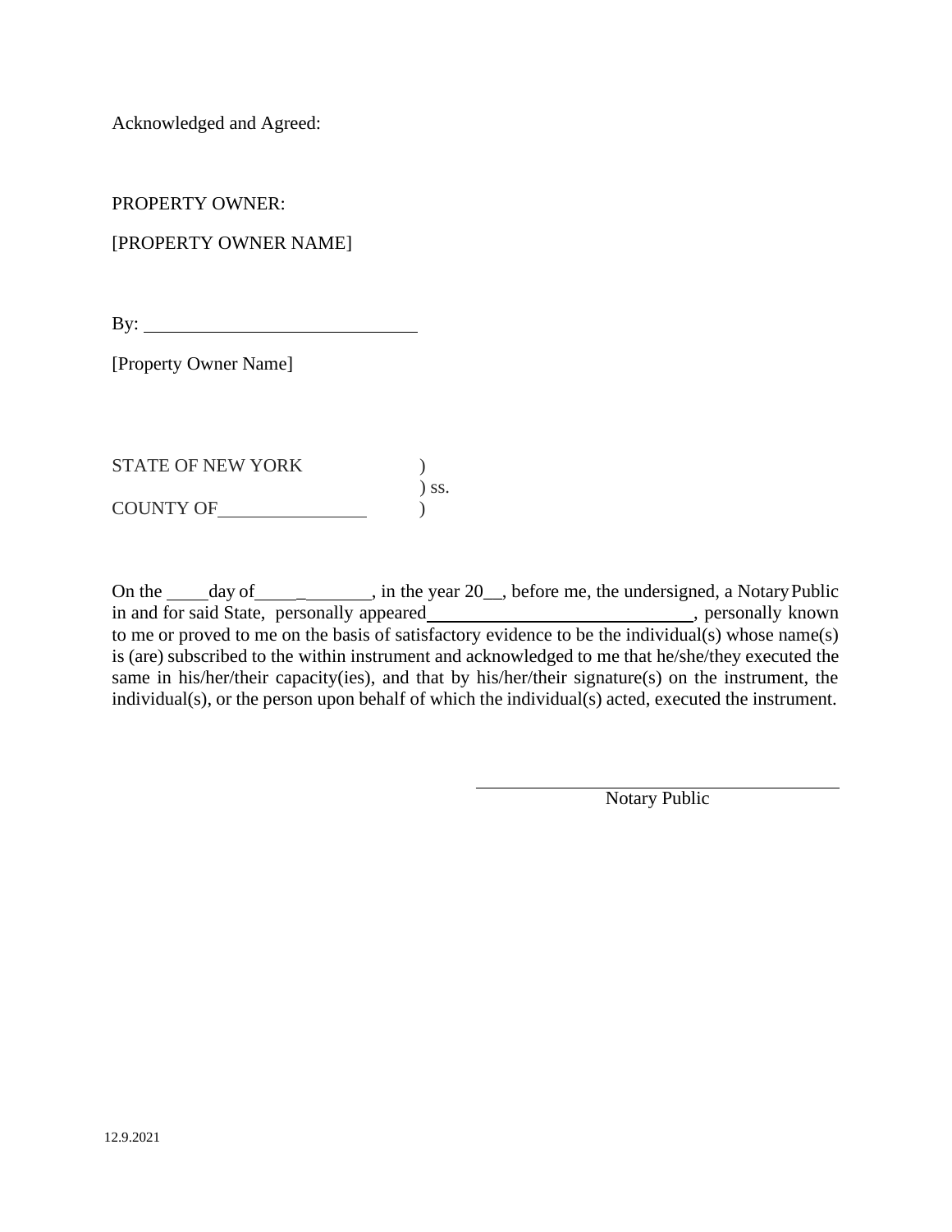Acknowledged and Agreed:

PROPERTY OWNER:

[PROPERTY OWNER NAME]

By: ______________________________

[Property Owner Name]

STATE OF NEW YORK )
) ss.
COUNTY OF________________ )

On the ____day of____________, in the year 20__, before me, the undersigned, a Notary Public in and for said State, personally appeared____________________________, personally known to me or proved to me on the basis of satisfactory evidence to be the individual(s) whose name(s) is (are) subscribed to the within instrument and acknowledged to me that he/she/they executed the same in his/her/their capacity(ies), and that by his/her/their signature(s) on the instrument, the individual(s), or the person upon behalf of which the individual(s) acted, executed the instrument.

________________________________________
Notary Public

12.9.2021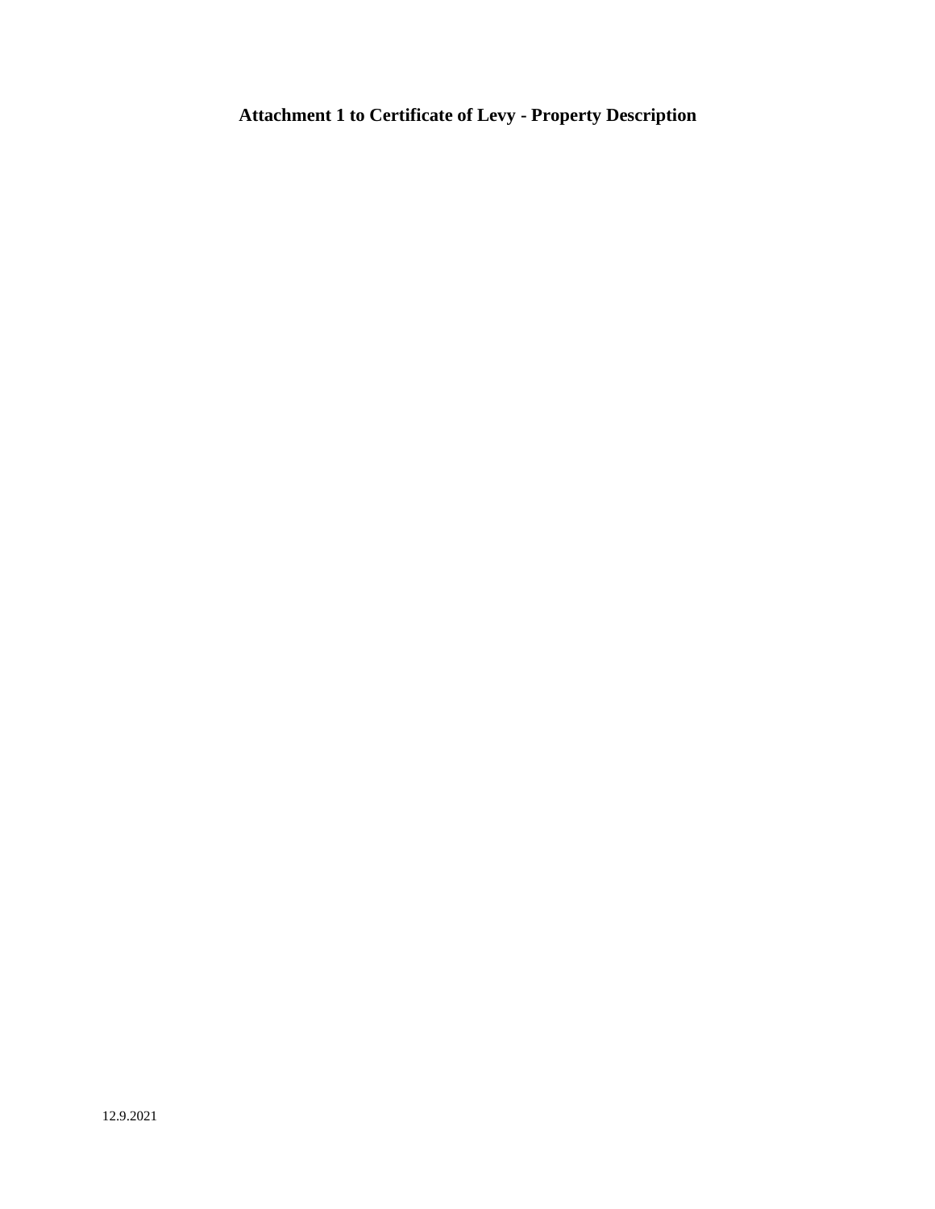**Attachment 1 to Certificate of Levy - Property Description**

12.9.2021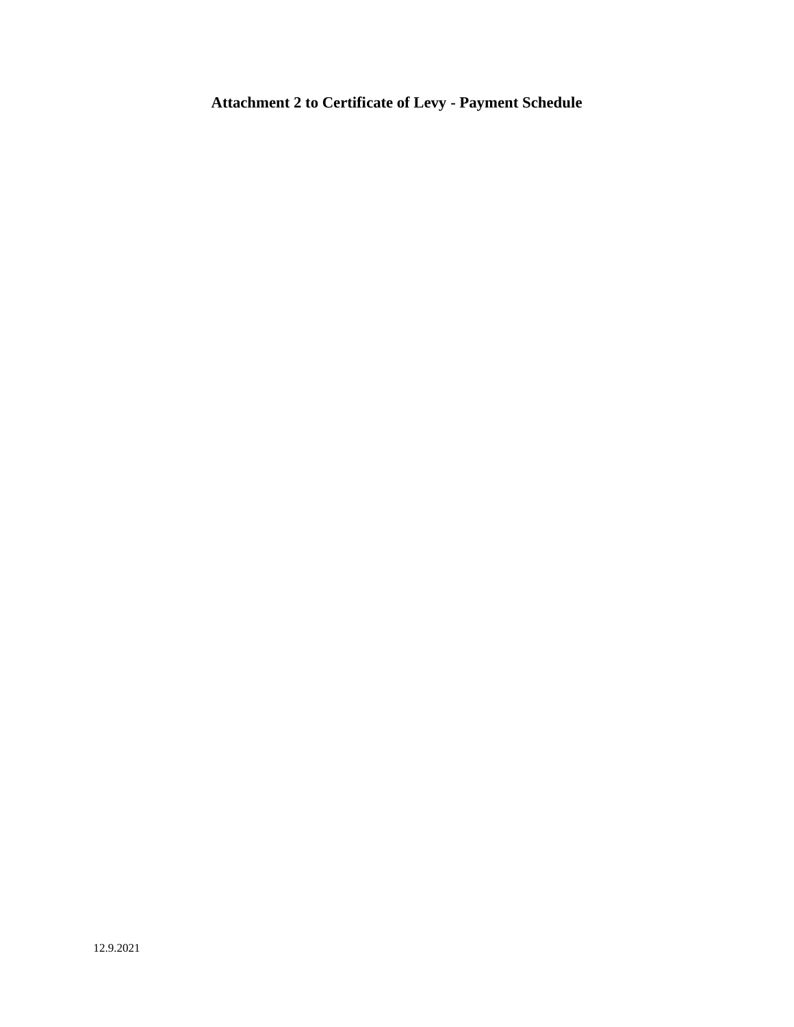**Attachment 2 to Certificate of Levy - Payment Schedule**

12.9.2021